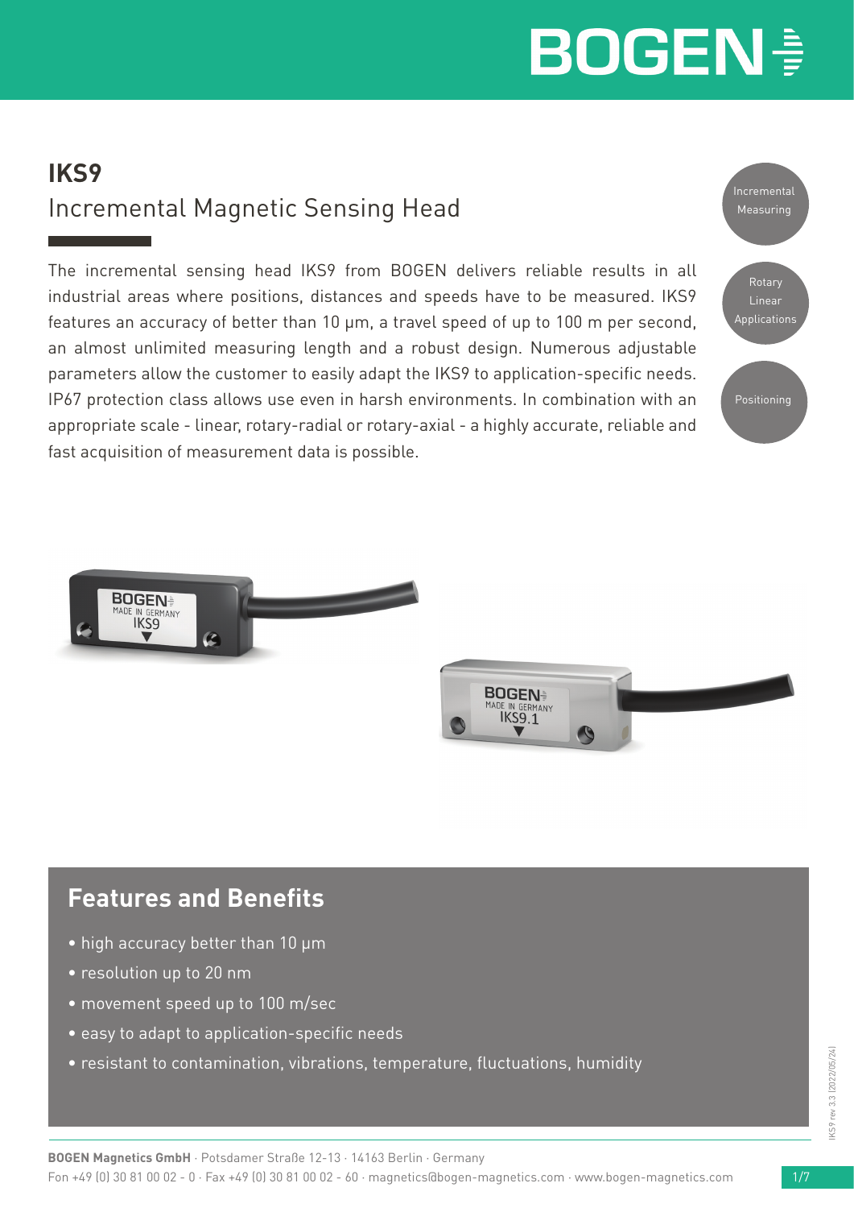# IKS9

## Incremental Magnetic Sensing Head

The incremental sensing head IKS9 from BOGEN delivers reliable results in all industrial areas where positions, distances and speeds have to be measured. IKS9 features an accuracy of better than 10 µm, a travel speed of up to 100 m per second, an almost unlimited measuring length and a robust design. Numerous adjustable parameters allow the customer to easily adapt the IKS9 to application-specific needs. IP67 protection class allows use even in harsh environments. In combination with an appropriate scale - linear, rotary-radial or rotary-axial - a highly accurate, reliable and fast acquisition of measurement data is possible.

Incremental Measuring

Rotary Linear Applications

Positioning

## Features and Benefits

- high accuracy better than 10 µm
- resolution up to 20 nm
- movement speed up to 100 m/sec
- easy to adapt to application-specific needs
- resistant to contamination, vibrations, temperature, fluctuations, humidity

IKS9 rev 3.3 [2022/05/24]

**BOGEN Magnetics GmbH** · Potsdamer Straße 12-13 · 14163 Berlin · Germany
Fon +49 (0) 30 81 00 02 - 0 · Fax +49 (0) 30 81 00 02 - 60 · magnetics@bogen-magnetics.com · www.bogen-magnetics.com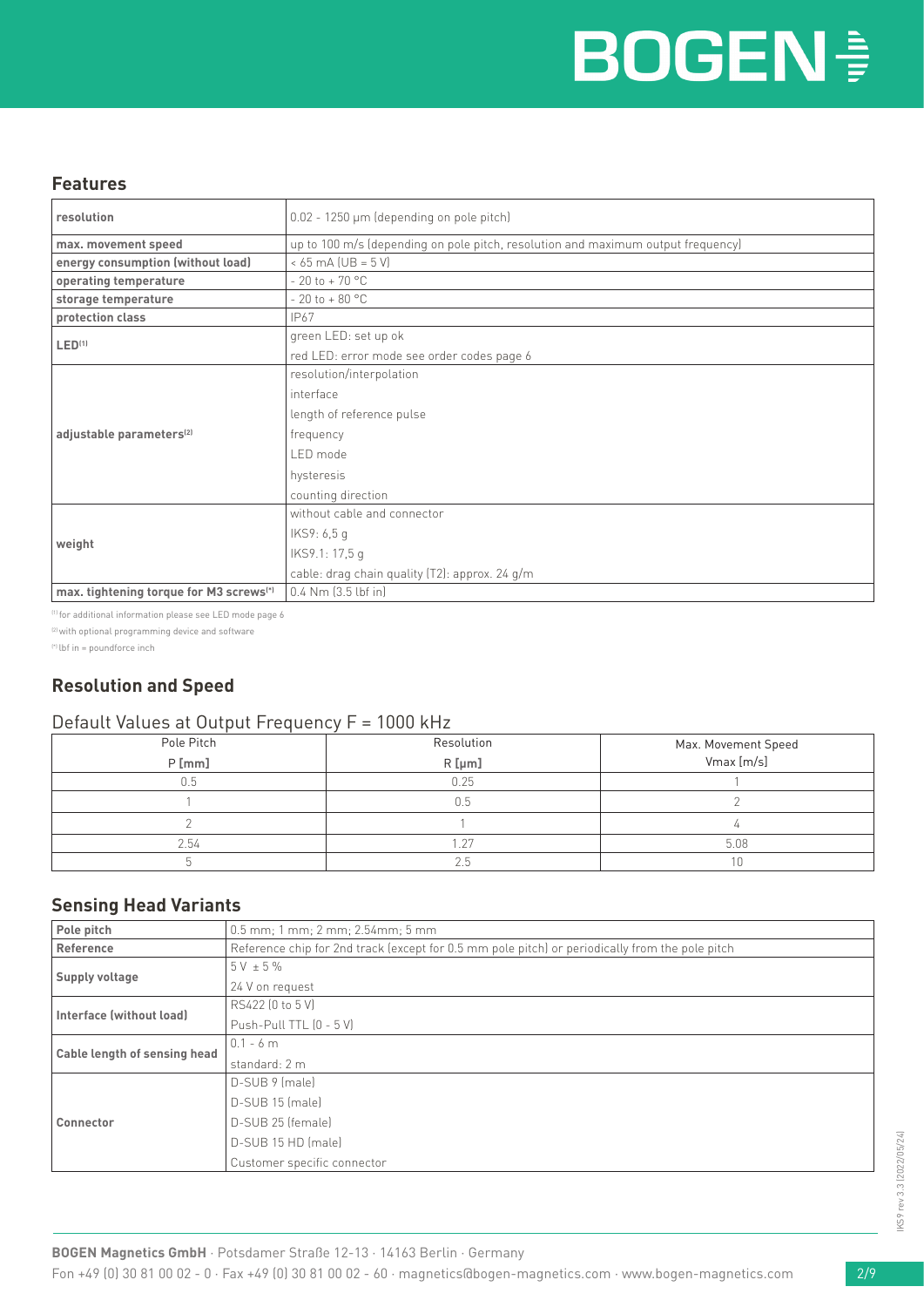## Features

| resolution | 0.02 - 1250 µm (depending on pole pitch) |
|---|---|
| max. movement speed | up to 100 m/s (depending on pole pitch, resolution and maximum output frequency) |
| energy consumption (without load) | < 65 mA (UB = 5 V) |
| operating temperature | - 20 to + 70 °C |
| storage temperature | - 20 to + 80 °C |
| protection class | IP67 |
| LED[1] | green LED: set up ok |
| | red LED: error mode see order codes page 6 |
| adjustable parameters[2] | resolution/interpolation |
| | interface |
| | length of reference pulse |
| | frequency |
| | LED mode |
| | hysteresis |
| | counting direction |
| weight | without cable and connector |
| | IKS9: 6,5 g |
| | IKS9.1: 17,5 g |
| | cable: drag chain quality (T2): approx. 24 g/m |
| max. tightening torque for M3 screws[*] | 0.4 Nm (3.5 lbf in) |

[1] for additional information please see LED mode page 6

[2] with optional programming device and software

[*] lbf in = poundforce inch

## Resolution and Speed

### Default Values at Output Frequency F = 1000 kHz

| Pole Pitch P [mm] | Resolution R [µm] | Max. Movement Speed Vmax [m/s] |
|---|---|---|
| 0.5 | 0.25 | 1 |
| 1 | 0.5 | 2 |
| 2 | 1 | 4 |
| 2.54 | 1.27 | 5.08 |
| 5 | 2.5 | 10 |

## Sensing Head Variants

| Pole pitch | 0.5 mm; 1 mm; 2 mm; 2.54mm; 5 mm |
|---|---|
| Reference | Reference chip for 2nd track (except for 0.5 mm pole pitch) or periodically from the pole pitch |
| Supply voltage | 5 V ± 5 % |
| | 24 V on request |
| Interface (without load) | RS422 (0 to 5 V) |
| | Push-Pull TTL (0 - 5 V) |
| Cable length of sensing head | 0.1 - 6 m |
| | standard: 2 m |
| Connector | D-SUB 9 (male) |
| | D-SUB 15 (male) |
| | D-SUB 25 (female) |
| | D-SUB 15 HD (male) |
| | Customer specific connector |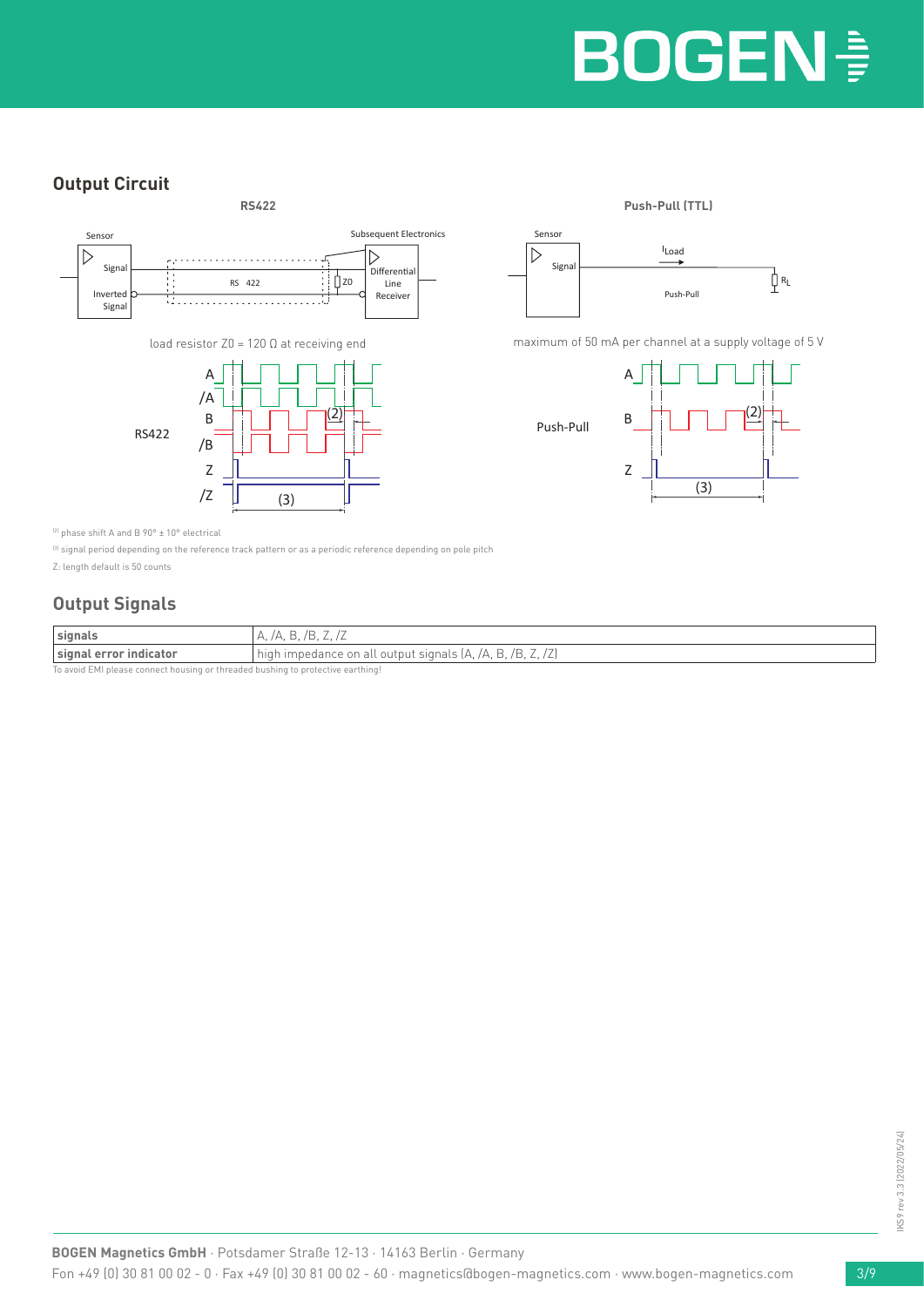## Output Circuit

**RS422** | **Push-Pull (TTL)**

load resistor Z0 = 120 Ω at receiving end

maximum of 50 mA per channel at a supply voltage of 5 V

(2) phase shift A and B 90° ± 10° electrical

(3) signal period depending on the reference track pattern or as a periodic reference depending on pole pitch

Z: length default is 50 counts

## Output Signals

| signals | A, /A, B, /B, Z, /Z |
|---|---|
| signal error indicator | high impedance on all output signals (A, /A, B, /B, Z, /Z) |

To avoid EMI please connect housing or threaded bushing to protective earthing!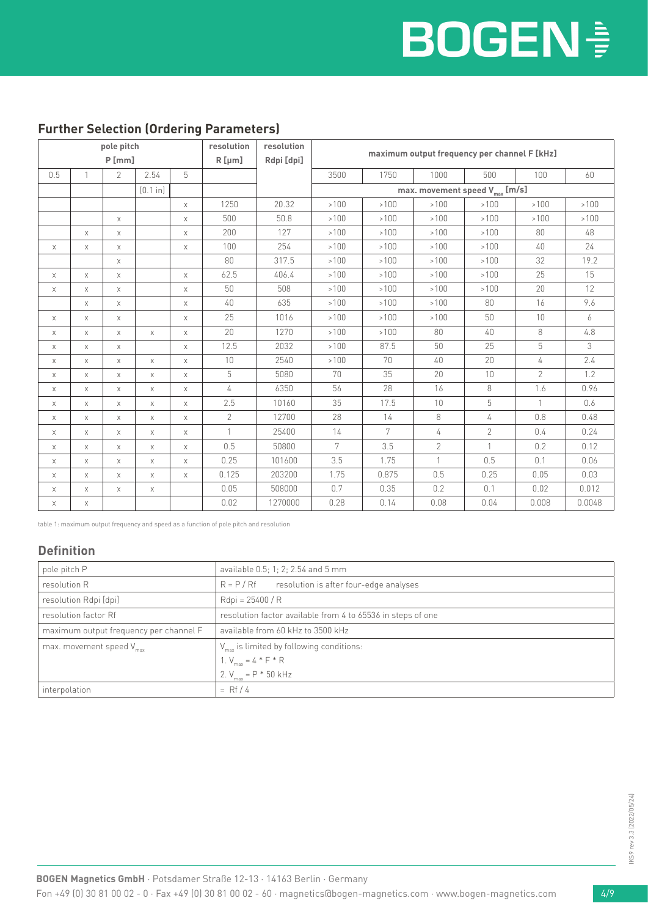## Further Selection (Ordering Parameters)

| pole pitch P [mm] | | | | | resolution R [µm] | resolution Rdpi [dpi] | maximum output frequency per channel F [kHz] | | | | | |
|---|---|---|---|---|---|---|---|---|---|---|---|---|
| 0.5 | 1 | 2 | 2.54 | 5 | | | 3500 | 1750 | 1000 | 500 | 100 | 60 |
| | | | (0.1 in) | | | | max. movement speed $V_{max}$ [m/s] | | | | | |
| | | | | x | 1250 | 20.32 | >100 | >100 | >100 | >100 | >100 | >100 |
| | | x | | x | 500 | 50.8 | >100 | >100 | >100 | >100 | >100 | >100 |
| | x | x | | x | 200 | 127 | >100 | >100 | >100 | >100 | 80 | 48 |
| x | x | x | | x | 100 | 254 | >100 | >100 | >100 | >100 | 40 | 24 |
| | | x | | | 80 | 317.5 | >100 | >100 | >100 | >100 | 32 | 19.2 |
| x | x | x | | x | 62.5 | 406.4 | >100 | >100 | >100 | >100 | 25 | 15 |
| x | x | x | | x | 50 | 508 | >100 | >100 | >100 | >100 | 20 | 12 |
| | x | x | | x | 40 | 635 | >100 | >100 | >100 | 80 | 16 | 9.6 |
| x | x | x | | x | 25 | 1016 | >100 | >100 | >100 | 50 | 10 | 6 |
| x | x | x | x | x | 20 | 1270 | >100 | >100 | 80 | 40 | 8 | 4.8 |
| x | x | x | | x | 12.5 | 2032 | >100 | 87.5 | 50 | 25 | 5 | 3 |
| x | x | x | x | x | 10 | 2540 | >100 | 70 | 40 | 20 | 4 | 2.4 |
| x | x | x | x | x | 5 | 5080 | 70 | 35 | 20 | 10 | 2 | 1.2 |
| x | x | x | x | x | 4 | 6350 | 56 | 28 | 16 | 8 | 1.6 | 0.96 |
| x | x | x | x | x | 2.5 | 10160 | 35 | 17.5 | 10 | 5 | 1 | 0.6 |
| x | x | x | x | x | 2 | 12700 | 28 | 14 | 8 | 4 | 0.8 | 0.48 |
| x | x | x | x | x | 1 | 25400 | 14 | 7 | 4 | 2 | 0.4 | 0.24 |
| x | x | x | x | x | 0.5 | 50800 | 7 | 3.5 | 2 | 1 | 0.2 | 0.12 |
| x | x | x | x | x | 0.25 | 101600 | 3.5 | 1.75 | 1 | 0.5 | 0.1 | 0.06 |
| x | x | x | x | x | 0.125 | 203200 | 1.75 | 0.875 | 0.5 | 0.25 | 0.05 | 0.03 |
| x | x | x | x | | 0.05 | 508000 | 0.7 | 0.35 | 0.2 | 0.1 | 0.02 | 0.012 |
| x | x | | | | 0.02 | 1270000 | 0.28 | 0.14 | 0.08 | 0.04 | 0.008 | 0.0048 |

table 1: maximum output frequency and speed as a function of pole pitch and resolution

## Definition

| | |
|---|---|
| pole pitch P | available 0.5; 1; 2; 2.54 and 5 mm |
| resolution R | R = P / Rf resolution is after four-edge analyses |
| resolution Rdpi [dpi] | Rdpi = 25400 / R |
| resolution factor Rf | resolution factor available from 4 to 65536 in steps of one |
| maximum output frequency per channel F | available from 60 kHz to 3500 kHz |
| max. movement speed $V_{max}$ | $V_{max}$ is limited by following conditions:<br>1. $V_{max} = 4 * F * R$<br>2. $V_{max} = P * 50$ kHz |
| interpolation | = Rf / 4 |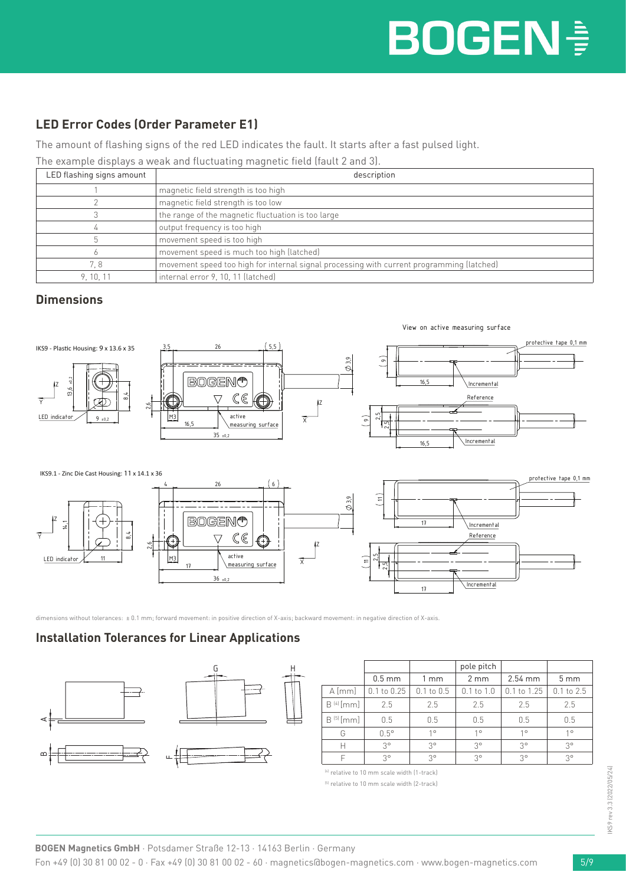## LED Error Codes (Order Parameter E1)

The amount of flashing signs of the red LED indicates the fault. It starts after a fast pulsed light.

The example displays a weak and fluctuating magnetic field (fault 2 and 3).

| LED flashing signs amount | description |
|---|---|
| 1 | magnetic field strength is too high |
| 2 | magnetic field strength is too low |
| 3 | the range of the magnetic fluctuation is too large |
| 4 | output frequency is too high |
| 5 | movement speed is too high |
| 6 | movement speed is much too high (latched) |
| 7, 8 | movement speed too high for internal signal processing with current programming (latched) |
| 9, 10, 11 | internal error 9, 10, 11 (latched) |

## Dimensions

View on active measuring surface

IKS9 - Plastic Housing: 9 x 13.6 x 35

IKS9.1 - Zinc Die Cast Housing: 11 x 14.1 x 36

dimensions without tolerances: ± 0.1 mm; forward movement: in positive direction of X-axis; backward movement: in negative direction of X-axis.

## Installation Tolerances for Linear Applications

| | pole pitch | | | | |
|---|---|---|---|---|---|
| | 0.5 mm | 1 mm | 2 mm | 2.54 mm | 5 mm |
| A [mm] | 0.1 to 0.25 | 0.1 to 0.5 | 0.1 to 1.0 | 0.1 to 1.25 | 0.1 to 2.5 |
| B [4] [mm] | 2.5 | 2.5 | 2.5 | 2.5 | 2.5 |
| B [5] [mm] | 0.5 | 0.5 | 0.5 | 0.5 | 0.5 |
| G | 0.5° | 1° | 1° | 1° | 1° |
| H | 3° | 3° | 3° | 3° | 3° |
| F | 3° | 3° | 3° | 3° | 3° |

[4] relative to 10 mm scale width (1-track)

[5] relative to 10 mm scale width (2-track)

**BOGEN Magnetics GmbH** · Potsdamer Straße 12-13 · 14163 Berlin · Germany

Fon +49 (0) 30 81 00 02 - 0 · Fax +49 (0) 30 81 00 02 - 60 · magnetics@bogen-magnetics.com · www.bogen-magnetics.com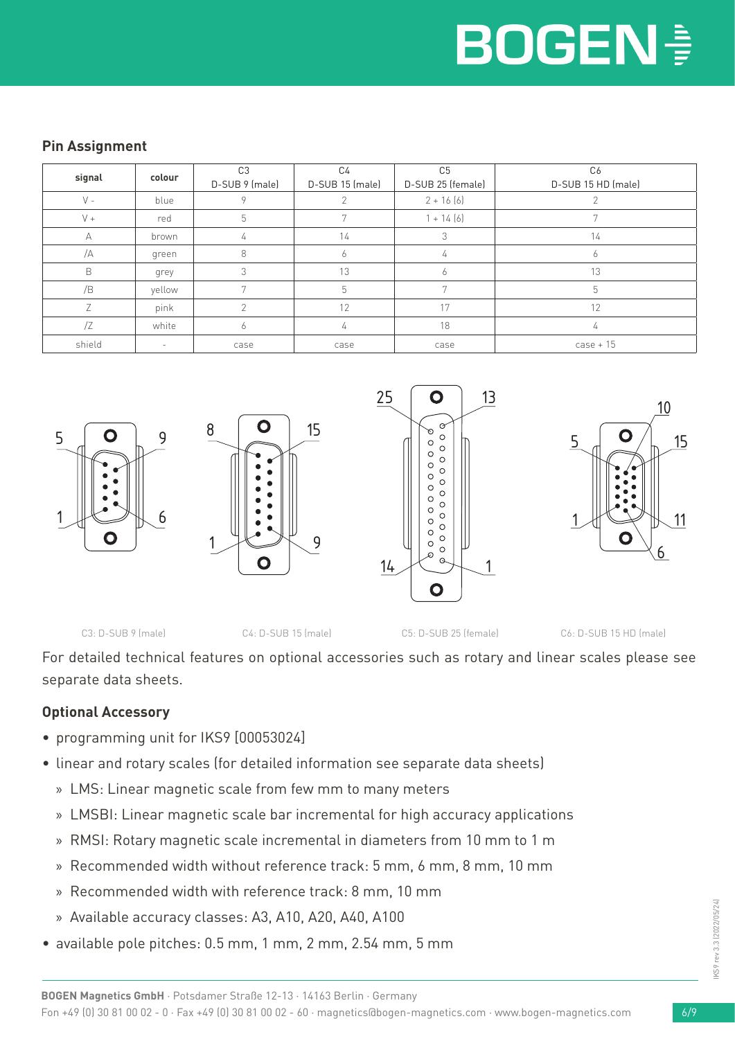## Pin Assignment

| signal | colour | C3<br>D-SUB 9 (male) | C4<br>D-SUB 15 (male) | C5<br>D-SUB 25 (female) | C6<br>D-SUB 15 HD (male) |
|---|---|---|---|---|---|
| V - | blue | 9 | 2 | 2 + 16 (6) | 2 |
| V + | red | 5 | 7 | 1 + 14 (6) | 7 |
| A | brown | 4 | 14 | 3 | 14 |
| /A | green | 8 | 6 | 4 | 6 |
| B | grey | 3 | 13 | 6 | 13 |
| /B | yellow | 7 | 5 | 7 | 5 |
| Z | pink | 2 | 12 | 17 | 12 |
| /Z | white | 6 | 4 | 18 | 4 |
| shield | - | case | case | case | case + 15 |

C3: D-SUB 9 (male) C4: D-SUB 15 (male) C5: D-SUB 25 (female) C6: D-SUB 15 HD (male)

For detailed technical features on optional accessories such as rotary and linear scales please see separate data sheets.

## Optional Accessory

- programming unit for IKS9 [00053024]
- linear and rotary scales (for detailed information see separate data sheets)
  - LMS: Linear magnetic scale from few mm to many meters
  - LMSBI: Linear magnetic scale bar incremental for high accuracy applications
  - RMSI: Rotary magnetic scale incremental in diameters from 10 mm to 1 m
  - Recommended width without reference track: 5 mm, 6 mm, 8 mm, 10 mm
  - Recommended width with reference track: 8 mm, 10 mm
  - Available accuracy classes: A3, A10, A20, A40, A100
- available pole pitches: 0.5 mm, 1 mm, 2 mm, 2.54 mm, 5 mm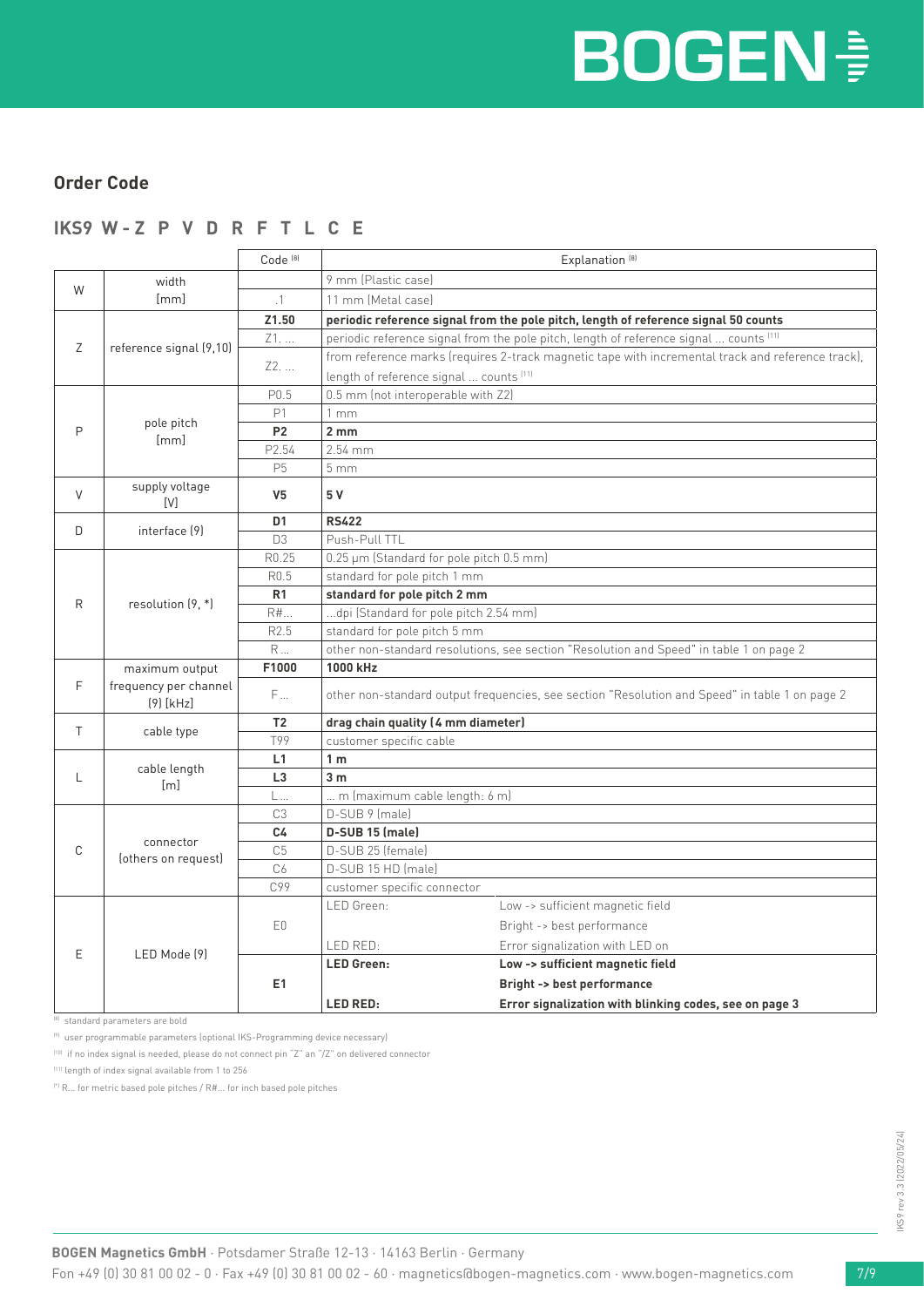## Order Code

### IKS9 W - Z P V D R F T L C E

| | | Code [8] | Explanation [8] | |
|---|---|---|---|---|
| W | width [mm] | | 9 mm (Plastic case) | |
| | | .1 | 11 mm (Metal case) | |
| Z | reference signal (9,10) | **Z1.50** | **periodic reference signal from the pole pitch, length of reference signal 50 counts** | |
| | | Z1. ... | periodic reference signal from the pole pitch, length of reference signal ... counts [11] | |
| | | Z2. ... | from reference marks (requires 2-track magnetic tape with incremental track and reference track), length of reference signal ... counts [11] | |
| P | pole pitch [mm] | P0.5 | 0.5 mm (not interoperable with Z2) | |
| | | P1 | 1 mm | |
| | | **P2** | **2 mm** | |
| | | P2.54 | 2.54 mm | |
| | | P5 | 5 mm | |
| V | supply voltage [V] | **V5** | **5 V** | |
| D | interface (9) | **D1** | **RS422** | |
| | | D3 | Push-Pull TTL | |
| R | resolution (9, *) | R0.25 | 0.25 µm (Standard for pole pitch 0.5 mm) | |
| | | R0.5 | standard for pole pitch 1 mm | |
| | | **R1** | **standard for pole pitch 2 mm** | |
| | | R#... | ...dpi (Standard for pole pitch 2.54 mm) | |
| | | R2.5 | standard for pole pitch 5 mm | |
| | | R ... | other non-standard resolutions, see section "Resolution and Speed" in table 1 on page 2 | |
| F | maximum output frequency per channel (9) [kHz] | **F1000** | **1000 kHz** | |
| | | F ... | other non-standard output frequencies, see section "Resolution and Speed" in table 1 on page 2 | |
| T | cable type | **T2** | **drag chain quality (4 mm diameter)** | |
| | | T99 | customer specific cable | |
| L | cable length [m] | **L1** | **1 m** | |
| | | **L3** | **3 m** | |
| | | L ... | ... m (maximum cable length: 6 m) | |
| C | connector (others on request) | C3 | D-SUB 9 (male) | |
| | | **C4** | **D-SUB 15 (male)** | |
| | | C5 | D-SUB 25 (female) | |
| | | C6 | D-SUB 15 HD (male) | |
| | | C99 | customer specific connector | |
| E | LED Mode (9) | E0 | LED Green: | Low -> sufficient magnetic field |
| | | | | Bright -> best performance |
| | | | LED RED: | Error signalization with LED on |
| | | **E1** | **LED Green:** | **Low -> sufficient magnetic field** |
| | | | | **Bright -> best performance** |
| | | | **LED RED:** | **Error signalization with blinking codes, see on page 3** |

[8] standard parameters are bold

[9] user programmable parameters (optional IKS-Programming device necessary)

[10] if no index signal is needed, please do not connect pin "Z" an "/Z" on delivered connector

[11] length of index signal available from 1 to 256

[*] R... for metric based pole pitches / R#... for inch based pole pitches

IKS9 rev 3.3 (2022/05/24)

**BOGEN Magnetics GmbH** · Potsdamer Straße 12-13 · 14163 Berlin · Germany
Fon +49 (0) 30 81 00 02 - 0 · Fax +49 (0) 30 81 00 02 - 60 · magnetics@bogen-magnetics.com · www.bogen-magnetics.com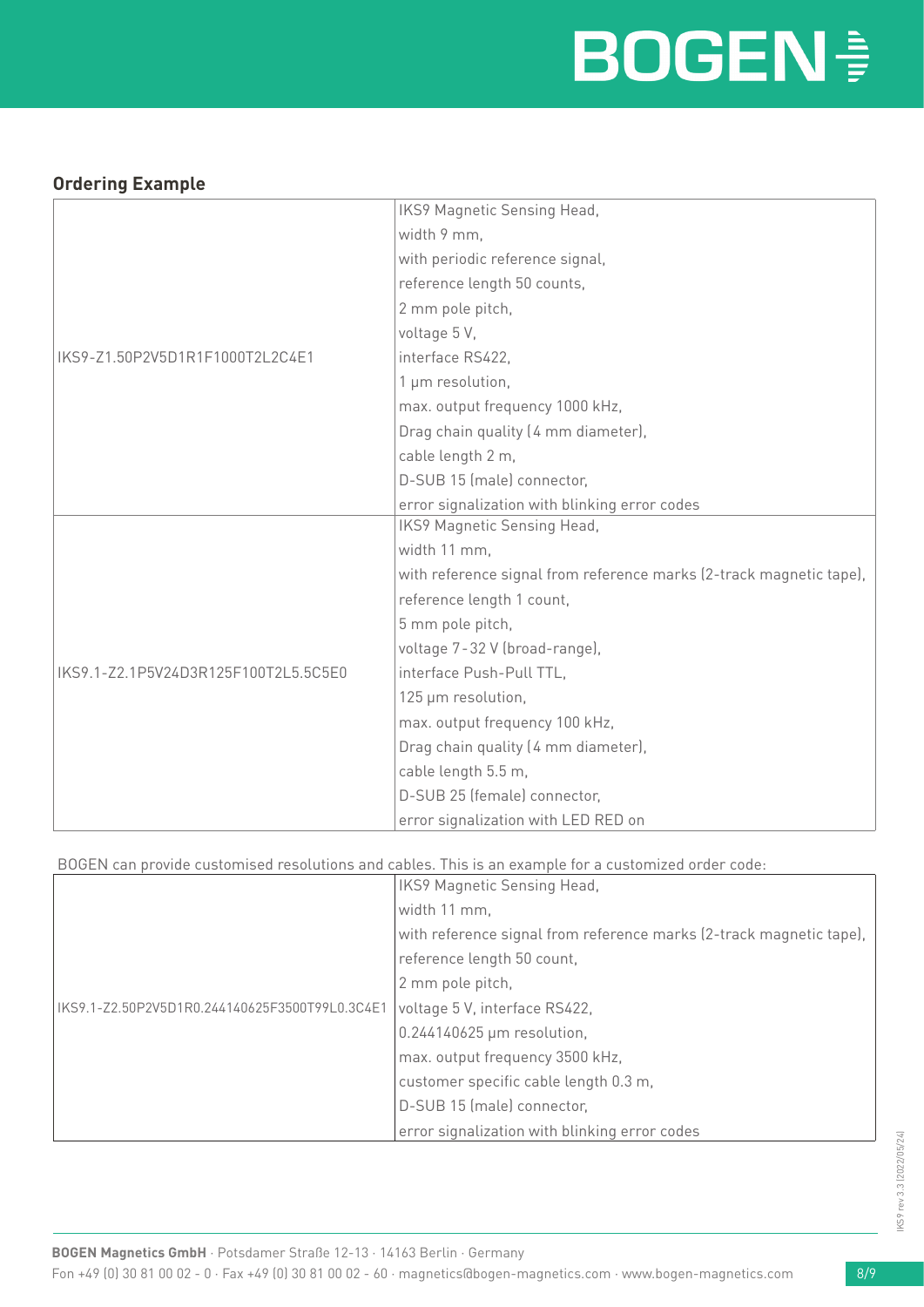## Ordering Example

| | |
|---|---|
| IKS9-Z1.50P2V5D1R1F1000T2L2C4E1 | IKS9 Magnetic Sensing Head,<br>width 9 mm,<br>with periodic reference signal,<br>reference length 50 counts,<br>2 mm pole pitch,<br>voltage 5 V,<br>interface RS422,<br>1 μm resolution,<br>max. output frequency 1000 kHz,<br>Drag chain quality (4 mm diameter),<br>cable length 2 m,<br>D-SUB 15 (male) connector,<br>error signalization with blinking error codes |
| IKS9.1-Z2.1P5V24D3R125F100T2L5.5C5E0 | IKS9 Magnetic Sensing Head,<br>width 11 mm,<br>with reference signal from reference marks (2-track magnetic tape),<br>reference length 1 count,<br>5 mm pole pitch,<br>voltage 7 - 32 V (broad-range),<br>interface Push-Pull TTL,<br>125 μm resolution,<br>max. output frequency 100 kHz,<br>Drag chain quality (4 mm diameter),<br>cable length 5.5 m,<br>D-SUB 25 (female) connector,<br>error signalization with LED RED on |

BOGEN can provide customised resolutions and cables. This is an example for a customized order code:

| | |
|---|---|
| IKS9.1-Z2.50P2V5D1R0.244140625F3500T99L0.3C4E1 | IKS9 Magnetic Sensing Head,<br>width 11 mm,<br>with reference signal from reference marks (2-track magnetic tape),<br>reference length 50 count,<br>2 mm pole pitch,<br>voltage 5 V, interface RS422,<br>0.244140625 μm resolution,<br>max. output frequency 3500 kHz,<br>customer specific cable length 0.3 m,<br>D-SUB 15 (male) connector,<br>error signalization with blinking error codes |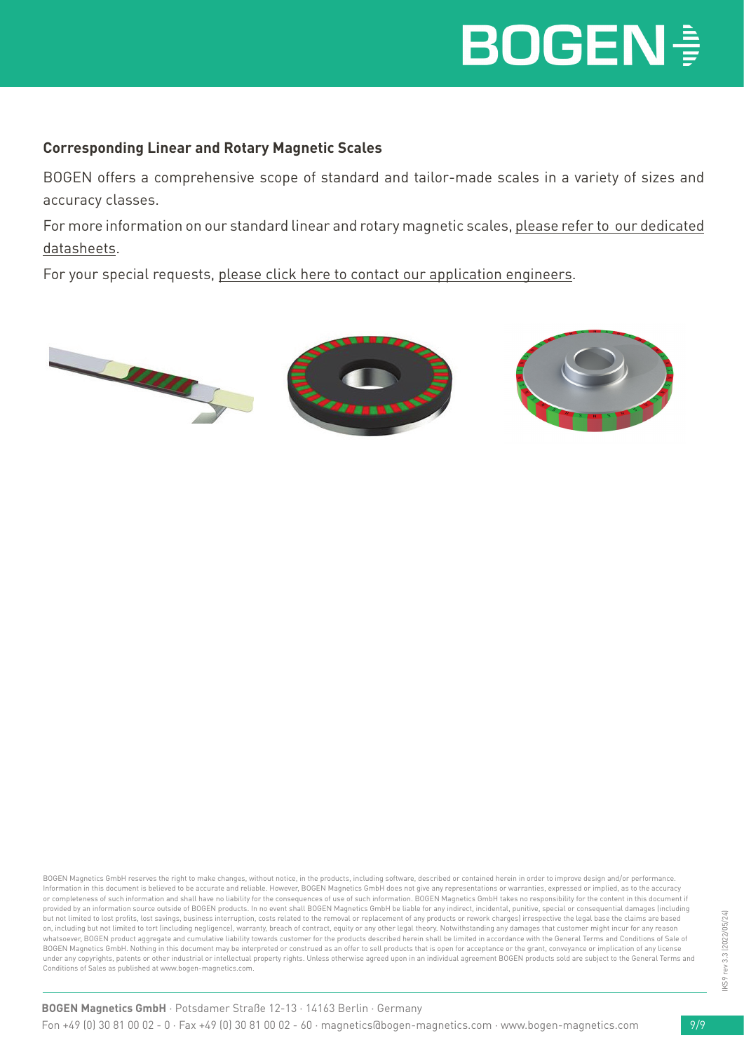**Corresponding Linear and Rotary Magnetic Scales**

BOGEN offers a comprehensive scope of standard and tailor-made scales in a variety of sizes and accuracy classes.

For more information on our standard linear and rotary magnetic scales, please refer to our dedicated datasheets.

For your special requests, please click here to contact our application engineers.

BOGEN Magnetics GmbH reserves the right to make changes, without notice, in the products, including software, described or contained herein in order to improve design and/or performance. Information in this document is believed to be accurate and reliable. However, BOGEN Magnetics GmbH does not give any representations or warranties, expressed or implied, as to the accuracy or completeness of such information and shall have no liability for the consequences of use of such information. BOGEN Magnetics GmbH takes no responsibility for the content in this document if provided by an information source outside of BOGEN products. In no event shall BOGEN Magnetics GmbH be liable for any indirect, incidental, punitive, special or consequential damages (including but not limited to lost profits, lost savings, business interruption, costs related to the removal or replacement of any products or rework charges) irrespective the legal base the claims are based on, including but not limited to tort (including negligence), warranty, breach of contract, equity or any other legal theory. Notwithstanding any damages that customer might incur for any reason whatsoever, BOGEN product aggregate and cumulative liability towards customer for the products described herein shall be limited in accordance with the General Terms and Conditions of Sale of BOGEN Magnetics GmbH. Nothing in this document may be interpreted or construed as an offer to sell products that is open for acceptance or the grant, conveyance or implication of any license under any copyrights, patents or other industrial or intellectual property rights. Unless otherwise agreed upon in an individual agreement BOGEN products sold are subject to the General Terms and Conditions of Sales as published at www.bogen-magnetics.com.